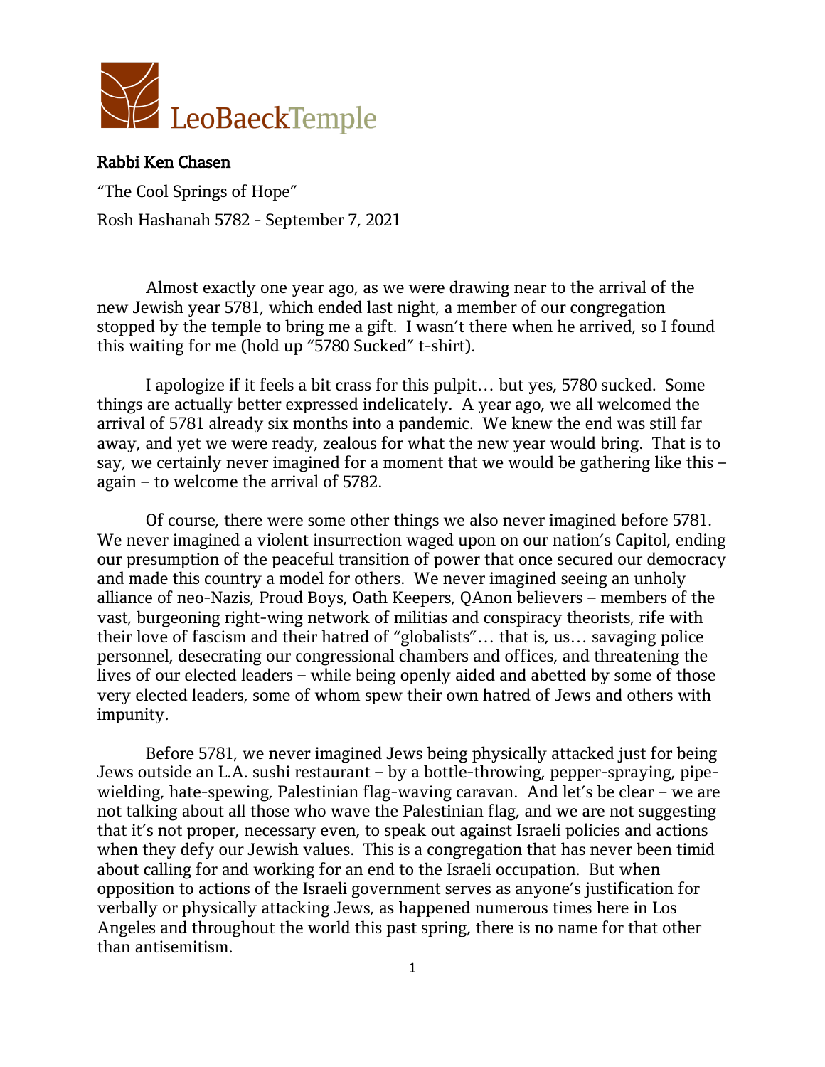**Rabbi Ken Chasen**

"The Cool Springs of Hope"

Rosh Hashanah 5782 - September 7, 2021

Almost exactly one year ago, as we were drawing near to the arrival of the new Jewish year 5781, which ended last night, a member of our congregation stopped by the temple to bring me a gift. I wasn't there when he arrived, so I found this waiting for me (hold up "5780 Sucked" t-shirt).

I apologize if it feels a bit crass for this pulpit… but yes, 5780 sucked. Some things are actually better expressed indelicately. A year ago, we all welcomed the arrival of 5781 already six months into a pandemic. We knew the end was still far away, and yet we were ready, zealous for what the new year would bring. That is to say, we certainly never imagined for a moment that we would be gathering like this – again – to welcome the arrival of 5782.

Of course, there were some other things we also never imagined before 5781. We never imagined a violent insurrection waged upon on our nation's Capitol, ending our presumption of the peaceful transition of power that once secured our democracy and made this country a model for others. We never imagined seeing an unholy alliance of neo-Nazis, Proud Boys, Oath Keepers, QAnon believers – members of the vast, burgeoning right-wing network of militias and conspiracy theorists, rife with their love of fascism and their hatred of "globalists"… that is, us… savaging police personnel, desecrating our congressional chambers and offices, and threatening the lives of our elected leaders – while being openly aided and abetted by some of those very elected leaders, some of whom spew their own hatred of Jews and others with impunity.

Before 5781, we never imagined Jews being physically attacked just for being Jews outside an L.A. sushi restaurant – by a bottle-throwing, pepper-spraying, pipe-wielding, hate-spewing, Palestinian flag-waving caravan. And let's be clear – we are not talking about all those who wave the Palestinian flag, and we are not suggesting that it's not proper, necessary even, to speak out against Israeli policies and actions when they defy our Jewish values. This is a congregation that has never been timid about calling for and working for an end to the Israeli occupation. But when opposition to actions of the Israeli government serves as anyone's justification for verbally or physically attacking Jews, as happened numerous times here in Los Angeles and throughout the world this past spring, there is no name for that other than antisemitism.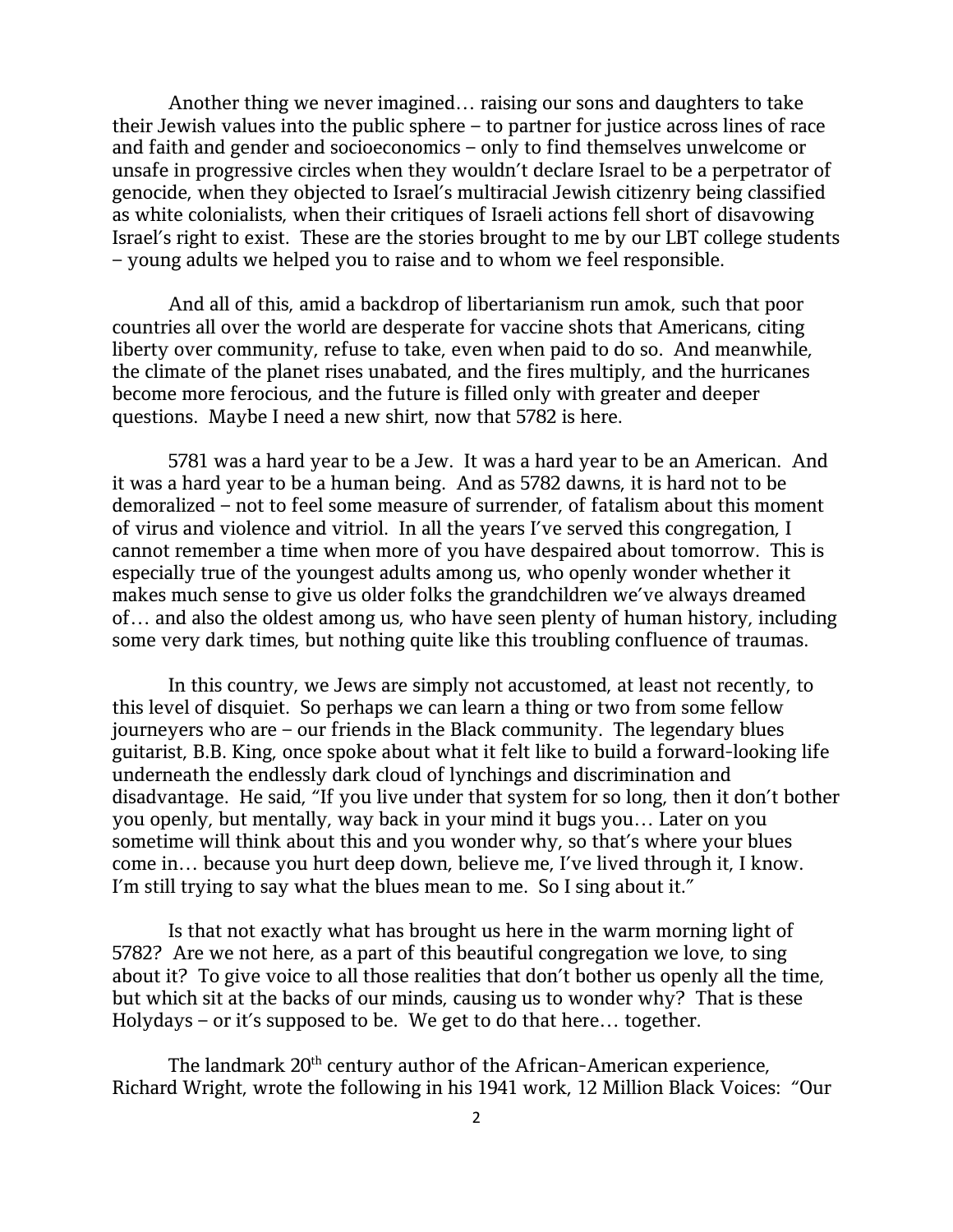Another thing we never imagined… raising our sons and daughters to take their Jewish values into the public sphere – to partner for justice across lines of race and faith and gender and socioeconomics – only to find themselves unwelcome or unsafe in progressive circles when they wouldn't declare Israel to be a perpetrator of genocide, when they objected to Israel's multiracial Jewish citizenry being classified as white colonialists, when their critiques of Israeli actions fell short of disavowing Israel's right to exist. These are the stories brought to me by our LBT college students – young adults we helped you to raise and to whom we feel responsible.

And all of this, amid a backdrop of libertarianism run amok, such that poor countries all over the world are desperate for vaccine shots that Americans, citing liberty over community, refuse to take, even when paid to do so. And meanwhile, the climate of the planet rises unabated, and the fires multiply, and the hurricanes become more ferocious, and the future is filled only with greater and deeper questions. Maybe I need a new shirt, now that 5782 is here.

5781 was a hard year to be a Jew. It was a hard year to be an American. And it was a hard year to be a human being. And as 5782 dawns, it is hard not to be demoralized – not to feel some measure of surrender, of fatalism about this moment of virus and violence and vitriol. In all the years I've served this congregation, I cannot remember a time when more of you have despaired about tomorrow. This is especially true of the youngest adults among us, who openly wonder whether it makes much sense to give us older folks the grandchildren we've always dreamed of… and also the oldest among us, who have seen plenty of human history, including some very dark times, but nothing quite like this troubling confluence of traumas.

In this country, we Jews are simply not accustomed, at least not recently, to this level of disquiet. So perhaps we can learn a thing or two from some fellow journeyers who are – our friends in the Black community. The legendary blues guitarist, B.B. King, once spoke about what it felt like to build a forward-looking life underneath the endlessly dark cloud of lynchings and discrimination and disadvantage. He said, "If you live under that system for so long, then it don't bother you openly, but mentally, way back in your mind it bugs you… Later on you sometime will think about this and you wonder why, so that's where your blues come in… because you hurt deep down, believe me, I've lived through it, I know. I'm still trying to say what the blues mean to me. So I sing about it."

Is that not exactly what has brought us here in the warm morning light of 5782? Are we not here, as a part of this beautiful congregation we love, to sing about it? To give voice to all those realities that don't bother us openly all the time, but which sit at the backs of our minds, causing us to wonder why? That is these Holydays – or it's supposed to be. We get to do that here… together.

The landmark 20th century author of the African-American experience, Richard Wright, wrote the following in his 1941 work, 12 Million Black Voices: "Our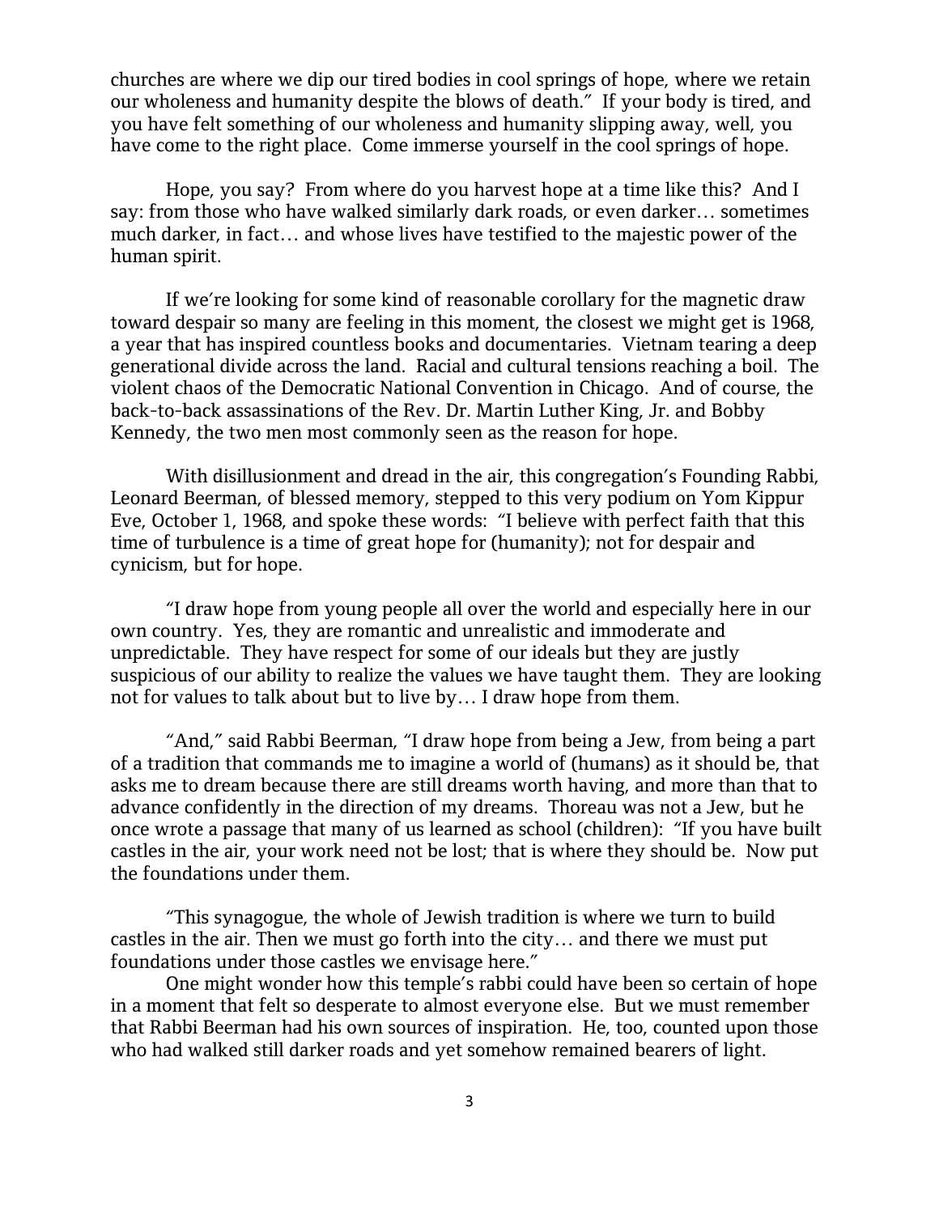churches are where we dip our tired bodies in cool springs of hope, where we retain our wholeness and humanity despite the blows of death." If your body is tired, and you have felt something of our wholeness and humanity slipping away, well, you have come to the right place. Come immerse yourself in the cool springs of hope.

Hope, you say? From where do you harvest hope at a time like this? And I say: from those who have walked similarly dark roads, or even darker… sometimes much darker, in fact… and whose lives have testified to the majestic power of the human spirit.

If we're looking for some kind of reasonable corollary for the magnetic draw toward despair so many are feeling in this moment, the closest we might get is 1968, a year that has inspired countless books and documentaries. Vietnam tearing a deep generational divide across the land. Racial and cultural tensions reaching a boil. The violent chaos of the Democratic National Convention in Chicago. And of course, the back-to-back assassinations of the Rev. Dr. Martin Luther King, Jr. and Bobby Kennedy, the two men most commonly seen as the reason for hope.

With disillusionment and dread in the air, this congregation's Founding Rabbi, Leonard Beerman, of blessed memory, stepped to this very podium on Yom Kippur Eve, October 1, 1968, and spoke these words: "I believe with perfect faith that this time of turbulence is a time of great hope for (humanity); not for despair and cynicism, but for hope.

"I draw hope from young people all over the world and especially here in our own country. Yes, they are romantic and unrealistic and immoderate and unpredictable. They have respect for some of our ideals but they are justly suspicious of our ability to realize the values we have taught them. They are looking not for values to talk about but to live by… I draw hope from them.

"And," said Rabbi Beerman, "I draw hope from being a Jew, from being a part of a tradition that commands me to imagine a world of (humans) as it should be, that asks me to dream because there are still dreams worth having, and more than that to advance confidently in the direction of my dreams. Thoreau was not a Jew, but he once wrote a passage that many of us learned as school (children): "If you have built castles in the air, your work need not be lost; that is where they should be. Now put the foundations under them.

"This synagogue, the whole of Jewish tradition is where we turn to build castles in the air. Then we must go forth into the city… and there we must put foundations under those castles we envisage here."

One might wonder how this temple's rabbi could have been so certain of hope in a moment that felt so desperate to almost everyone else. But we must remember that Rabbi Beerman had his own sources of inspiration. He, too, counted upon those who had walked still darker roads and yet somehow remained bearers of light.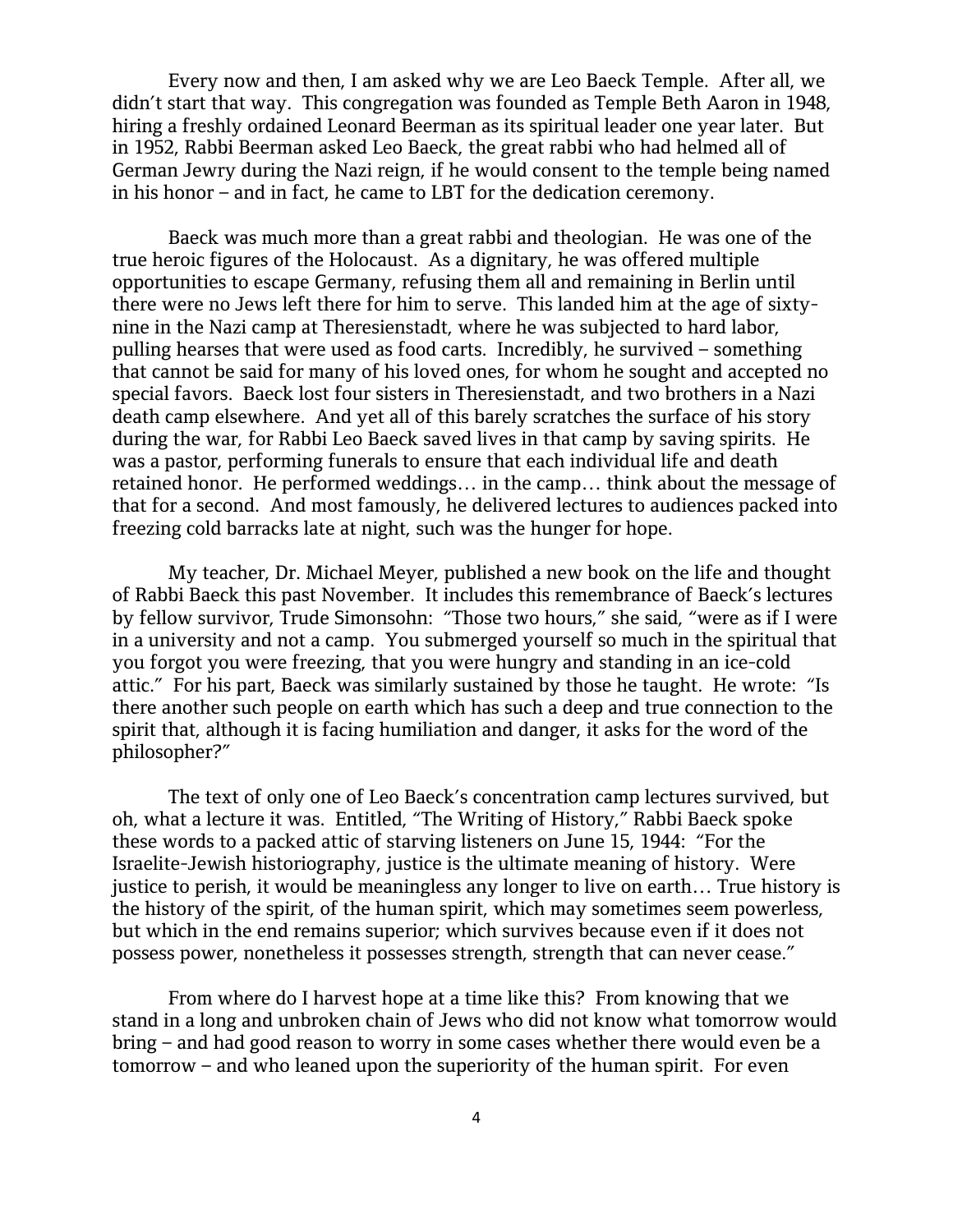Every now and then, I am asked why we are Leo Baeck Temple. After all, we didn't start that way. This congregation was founded as Temple Beth Aaron in 1948, hiring a freshly ordained Leonard Beerman as its spiritual leader one year later. But in 1952, Rabbi Beerman asked Leo Baeck, the great rabbi who had helmed all of German Jewry during the Nazi reign, if he would consent to the temple being named in his honor – and in fact, he came to LBT for the dedication ceremony.

Baeck was much more than a great rabbi and theologian. He was one of the true heroic figures of the Holocaust. As a dignitary, he was offered multiple opportunities to escape Germany, refusing them all and remaining in Berlin until there were no Jews left there for him to serve. This landed him at the age of sixty-nine in the Nazi camp at Theresienstadt, where he was subjected to hard labor, pulling hearses that were used as food carts. Incredibly, he survived – something that cannot be said for many of his loved ones, for whom he sought and accepted no special favors. Baeck lost four sisters in Theresienstadt, and two brothers in a Nazi death camp elsewhere. And yet all of this barely scratches the surface of his story during the war, for Rabbi Leo Baeck saved lives in that camp by saving spirits. He was a pastor, performing funerals to ensure that each individual life and death retained honor. He performed weddings… in the camp… think about the message of that for a second. And most famously, he delivered lectures to audiences packed into freezing cold barracks late at night, such was the hunger for hope.

My teacher, Dr. Michael Meyer, published a new book on the life and thought of Rabbi Baeck this past November. It includes this remembrance of Baeck's lectures by fellow survivor, Trude Simonsohn: "Those two hours," she said, "were as if I were in a university and not a camp. You submerged yourself so much in the spiritual that you forgot you were freezing, that you were hungry and standing in an ice-cold attic." For his part, Baeck was similarly sustained by those he taught. He wrote: "Is there another such people on earth which has such a deep and true connection to the spirit that, although it is facing humiliation and danger, it asks for the word of the philosopher?"

The text of only one of Leo Baeck's concentration camp lectures survived, but oh, what a lecture it was. Entitled, "The Writing of History," Rabbi Baeck spoke these words to a packed attic of starving listeners on June 15, 1944: "For the Israelite-Jewish historiography, justice is the ultimate meaning of history. Were justice to perish, it would be meaningless any longer to live on earth… True history is the history of the spirit, of the human spirit, which may sometimes seem powerless, but which in the end remains superior; which survives because even if it does not possess power, nonetheless it possesses strength, strength that can never cease."

From where do I harvest hope at a time like this? From knowing that we stand in a long and unbroken chain of Jews who did not know what tomorrow would bring – and had good reason to worry in some cases whether there would even be a tomorrow – and who leaned upon the superiority of the human spirit. For even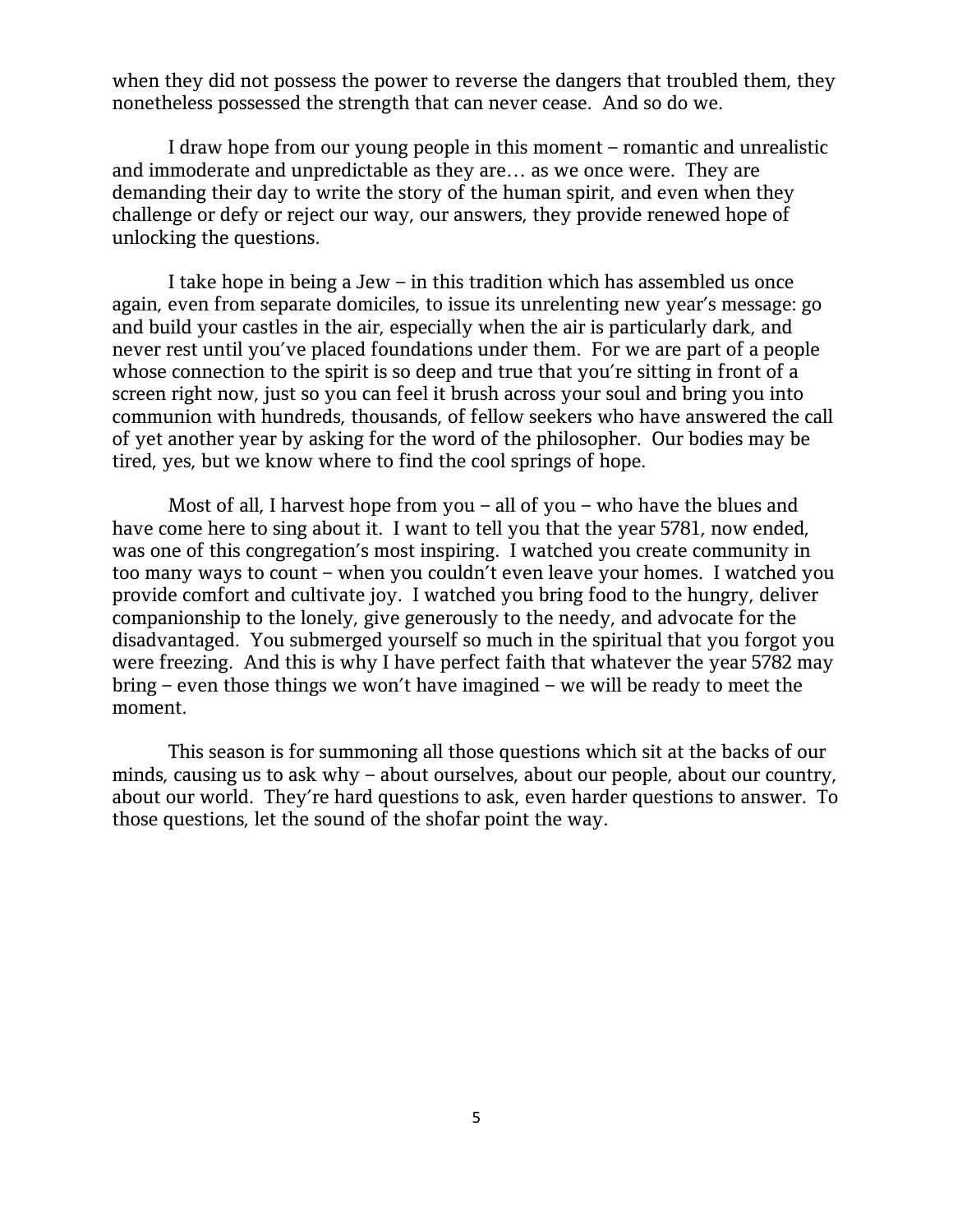when they did not possess the power to reverse the dangers that troubled them, they nonetheless possessed the strength that can never cease. And so do we.

I draw hope from our young people in this moment – romantic and unrealistic and immoderate and unpredictable as they are… as we once were. They are demanding their day to write the story of the human spirit, and even when they challenge or defy or reject our way, our answers, they provide renewed hope of unlocking the questions.

I take hope in being a Jew – in this tradition which has assembled us once again, even from separate domiciles, to issue its unrelenting new year's message: go and build your castles in the air, especially when the air is particularly dark, and never rest until you've placed foundations under them. For we are part of a people whose connection to the spirit is so deep and true that you're sitting in front of a screen right now, just so you can feel it brush across your soul and bring you into communion with hundreds, thousands, of fellow seekers who have answered the call of yet another year by asking for the word of the philosopher. Our bodies may be tired, yes, but we know where to find the cool springs of hope.

Most of all, I harvest hope from you – all of you – who have the blues and have come here to sing about it. I want to tell you that the year 5781, now ended, was one of this congregation's most inspiring. I watched you create community in too many ways to count – when you couldn't even leave your homes. I watched you provide comfort and cultivate joy. I watched you bring food to the hungry, deliver companionship to the lonely, give generously to the needy, and advocate for the disadvantaged. You submerged yourself so much in the spiritual that you forgot you were freezing. And this is why I have perfect faith that whatever the year 5782 may bring – even those things we won't have imagined – we will be ready to meet the moment.

This season is for summoning all those questions which sit at the backs of our minds, causing us to ask why – about ourselves, about our people, about our country, about our world. They're hard questions to ask, even harder questions to answer. To those questions, let the sound of the shofar point the way.